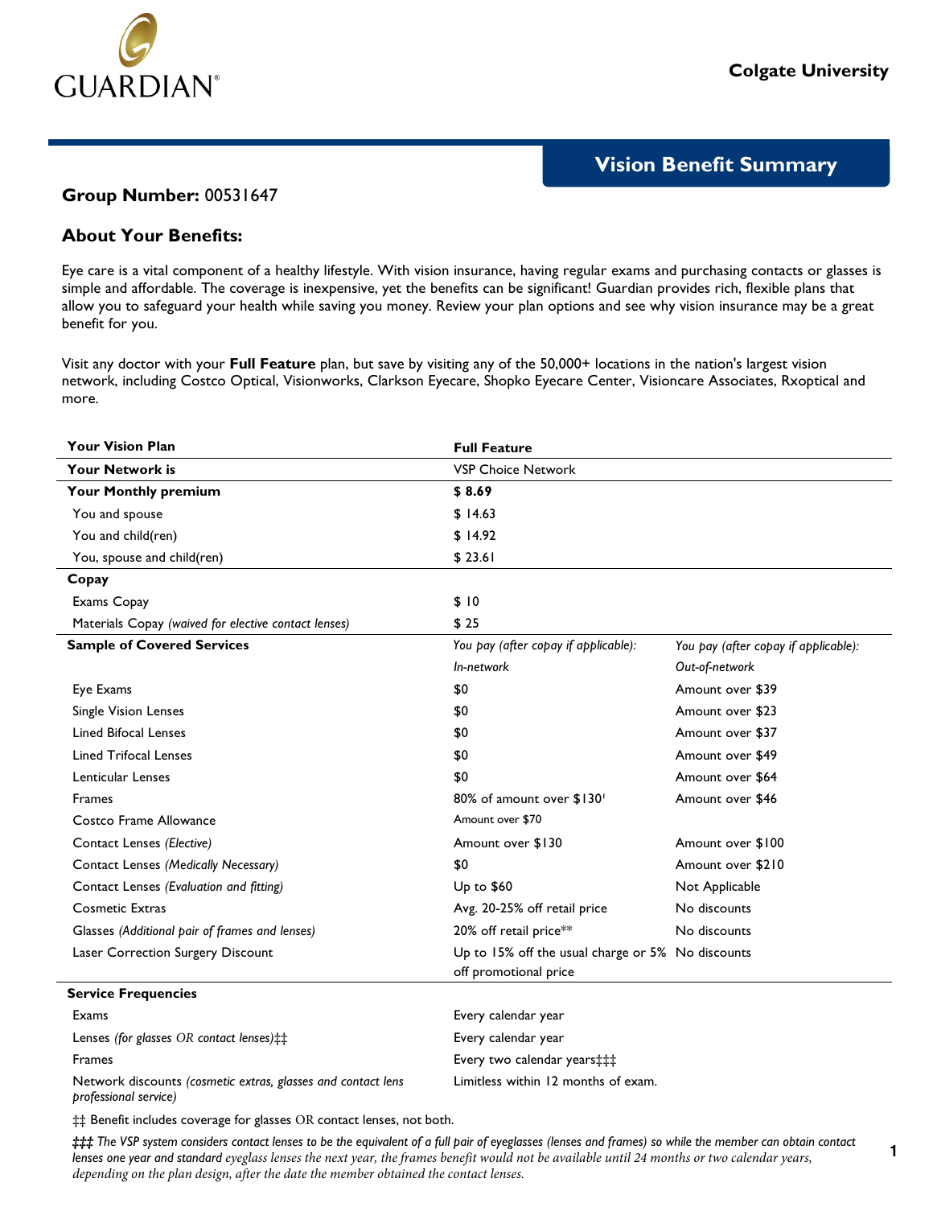**Colgate University**

# Vision Benefit Summary

**Group Number:** 00531647

## About Your Benefits:

Eye care is a vital component of a healthy lifestyle. With vision insurance, having regular exams and purchasing contacts or glasses is simple and affordable. The coverage is inexpensive, yet the benefits can be significant! Guardian provides rich, flexible plans that allow you to safeguard your health while saving you money. Review your plan options and see why vision insurance may be a great benefit for you.

Visit any doctor with your **Full Feature** plan, but save by visiting any of the 50,000+ locations in the nation's largest vision network, including Costco Optical, Visionworks, Clarkson Eyecare, Shopko Eyecare Center, Visioncare Associates, Rxoptical and more.

| **Your Vision Plan** | **Full Feature** | |
|---|---|---|
| **Your Network is** | VSP Choice Network | |
| **Your Monthly premium** | **$ 8.69** | |
| You and spouse | $ 14.63 | |
| You and child(ren) | $ 14.92 | |
| You, spouse and child(ren) | $ 23.61 | |
| **Copay** | | |
| Exams Copay | $ 10 | |
| Materials Copay *(waived for elective contact lenses)* | $ 25 | |
| **Sample of Covered Services** | *You pay (after copay if applicable):* *In-network* | *You pay (after copay if applicable):* *Out-of-network* |
| Eye Exams | $0 | Amount over $39 |
| Single Vision Lenses | $0 | Amount over $23 |
| Lined Bifocal Lenses | $0 | Amount over $37 |
| Lined Trifocal Lenses | $0 | Amount over $49 |
| Lenticular Lenses | $0 | Amount over $64 |
| Frames | 80% of amount over $130[1] | Amount over $46 |
| Costco Frame Allowance | Amount over $70 | |
| Contact Lenses *(Elective)* | Amount over $130 | Amount over $100 |
| Contact Lenses *(Medically Necessary)* | $0 | Amount over $210 |
| Contact Lenses *(Evaluation and fitting)* | Up to $60 | Not Applicable |
| Cosmetic Extras | Avg. 20-25% off retail price | No discounts |
| Glasses *(Additional pair of frames and lenses)* | 20% off retail price** | No discounts |
| Laser Correction Surgery Discount | Up to 15% off the usual charge or 5% off promotional price | No discounts |
| **Service Frequencies** | | |
| Exams | Every calendar year | |
| Lenses *(for glasses OR contact lenses)*‡‡ | Every calendar year | |
| Frames | Every two calendar years‡‡‡ | |
| Network discounts *(cosmetic extras, glasses and contact lens professional service)* | Limitless within 12 months of exam. | |

‡‡ Benefit includes coverage for glasses OR contact lenses, not both.

*‡‡‡ The VSP system considers contact lenses to be the equivalent of a full pair of eyeglasses (lenses and frames) so while the member can obtain contact lenses one year and standard eyeglass lenses the next year, the frames benefit would not be available until 24 months or two calendar years, depending on the plan design, after the date the member obtained the contact lenses.*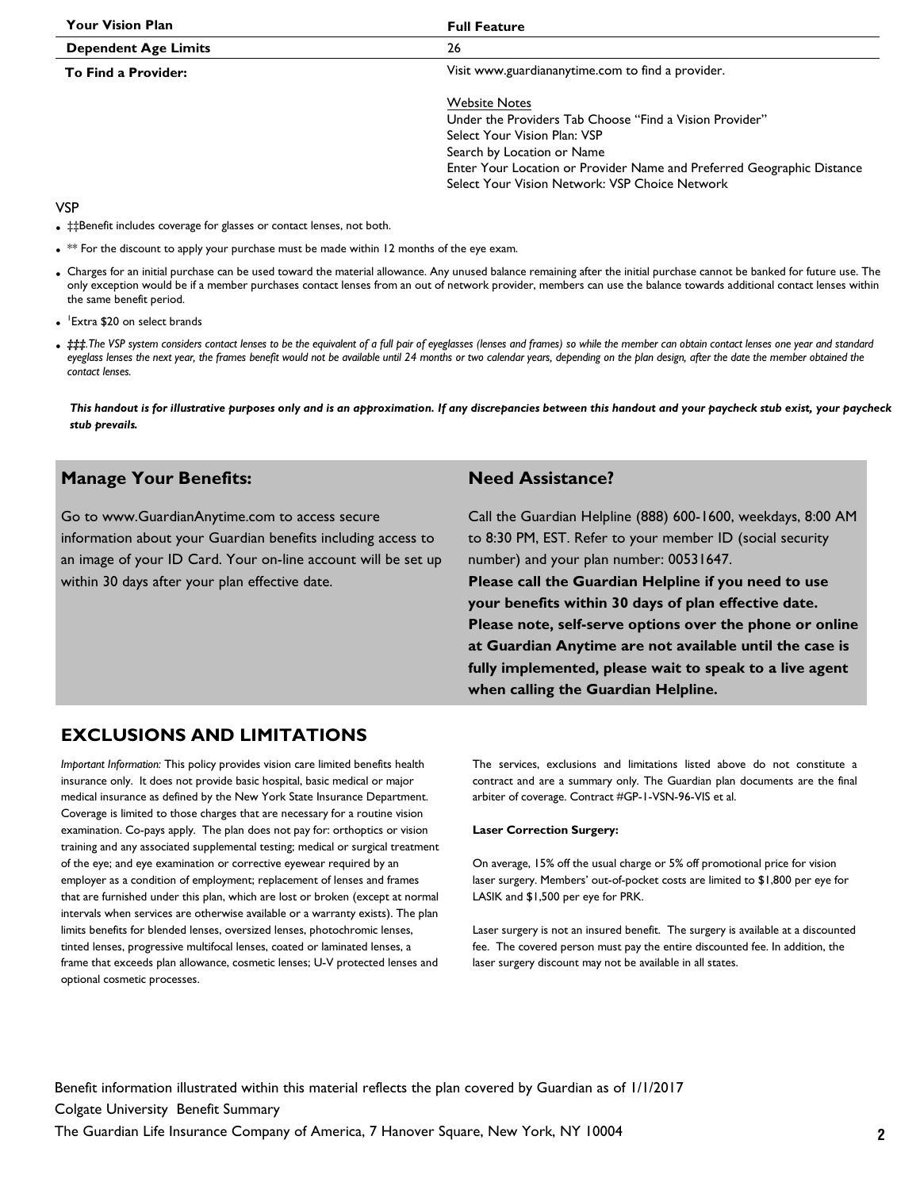| Your Vision Plan | Full Feature |
|---|---|
| Dependent Age Limits | 26 |
| To Find a Provider: | Visit www.guardiananytime.com to find a provider.<br><br>Website Notes<br>Under the Providers Tab Choose "Find a Vision Provider"<br>Select Your Vision Plan: VSP<br>Search by Location or Name<br>Enter Your Location or Provider Name and Preferred Geographic Distance<br>Select Your Vision Network: VSP Choice Network |

VSP

- ‡‡Benefit includes coverage for glasses or contact lenses, not both.
- ** For the discount to apply your purchase must be made within 12 months of the eye exam.
- Charges for an initial purchase can be used toward the material allowance. Any unused balance remaining after the initial purchase cannot be banked for future use. The only exception would be if a member purchases contact lenses from an out of network provider, members can use the balance towards additional contact lenses within the same benefit period.
- [1]Extra $20 on select brands
- *‡‡‡.The VSP system considers contact lenses to be the equivalent of a full pair of eyeglasses (lenses and frames) so while the member can obtain contact lenses one year and standard eyeglass lenses the next year, the frames benefit would not be available until 24 months or two calendar years, depending on the plan design, after the date the member obtained the contact lenses.*

***This handout is for illustrative purposes only and is an approximation. If any discrepancies between this handout and your paycheck stub exist, your paycheck stub prevails.***

## Manage Your Benefits:

Go to www.GuardianAnytime.com to access secure information about your Guardian benefits including access to an image of your ID Card. Your on-line account will be set up within 30 days after your plan effective date.

## Need Assistance?

Call the Guardian Helpline (888) 600-1600, weekdays, 8:00 AM to 8:30 PM, EST. Refer to your member ID (social security number) and your plan number: 00531647.
**Please call the Guardian Helpline if you need to use your benefits within 30 days of plan effective date. Please note, self-serve options over the phone or online at Guardian Anytime are not available until the case is fully implemented, please wait to speak to a live agent when calling the Guardian Helpline.**

## EXCLUSIONS AND LIMITATIONS

*Important Information:* This policy provides vision care limited benefits health insurance only. It does not provide basic hospital, basic medical or major medical insurance as defined by the New York State Insurance Department. Coverage is limited to those charges that are necessary for a routine vision examination. Co-pays apply. The plan does not pay for: orthoptics or vision training and any associated supplemental testing; medical or surgical treatment of the eye; and eye examination or corrective eyewear required by an employer as a condition of employment; replacement of lenses and frames that are furnished under this plan, which are lost or broken (except at normal intervals when services are otherwise available or a warranty exists). The plan limits benefits for blended lenses, oversized lenses, photochromic lenses, tinted lenses, progressive multifocal lenses, coated or laminated lenses, a frame that exceeds plan allowance, cosmetic lenses; U-V protected lenses and optional cosmetic processes.

The services, exclusions and limitations listed above do not constitute a contract and are a summary only. The Guardian plan documents are the final arbiter of coverage. Contract #GP-1-VSN-96-VIS et al.

**Laser Correction Surgery:**

On average, 15% off the usual charge or 5% off promotional price for vision laser surgery. Members' out-of-pocket costs are limited to $1,800 per eye for LASIK and $1,500 per eye for PRK.

Laser surgery is not an insured benefit. The surgery is available at a discounted fee. The covered person must pay the entire discounted fee. In addition, the laser surgery discount may not be available in all states.

Benefit information illustrated within this material reflects the plan covered by Guardian as of 1/1/2017
Colgate University Benefit Summary
The Guardian Life Insurance Company of America, 7 Hanover Square, New York, NY 10004